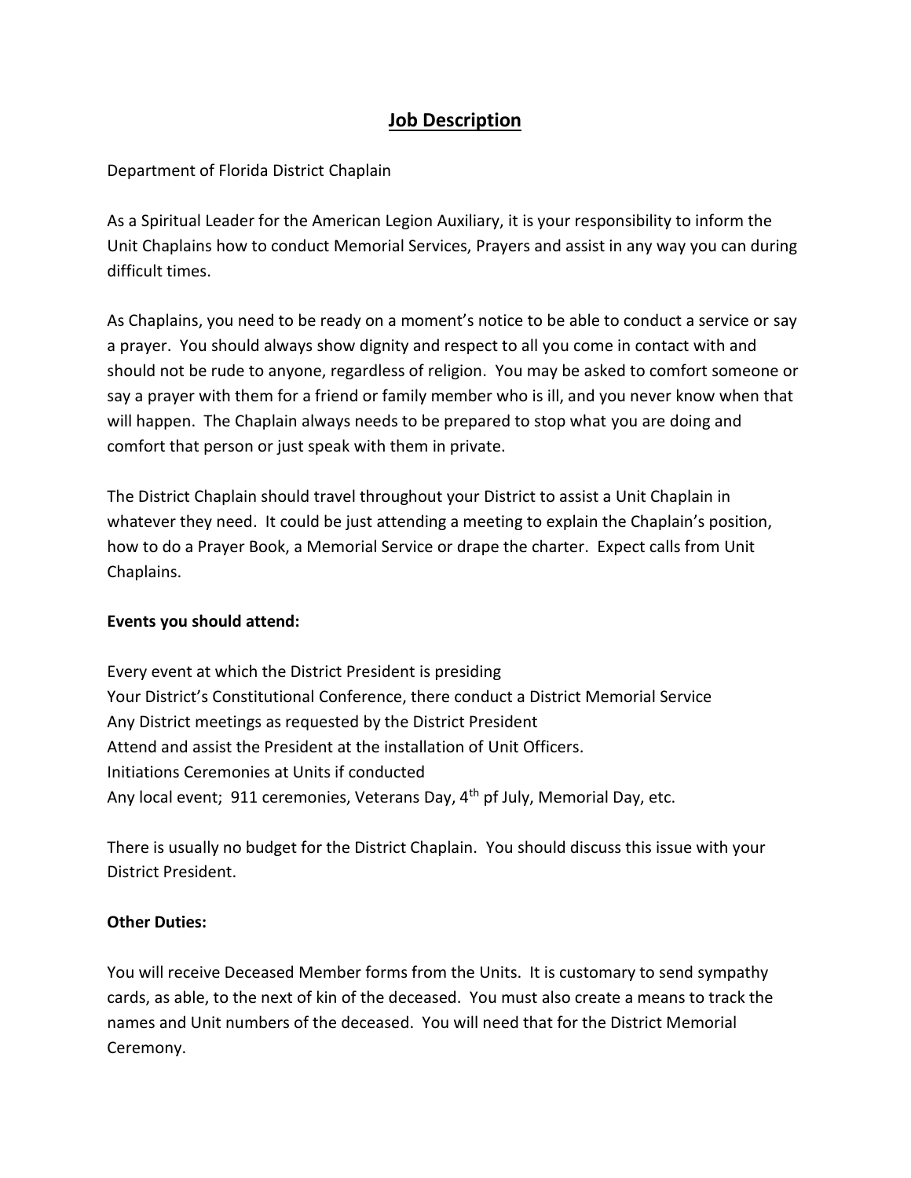# Job Description

Department of Florida District Chaplain

As a Spiritual Leader for the American Legion Auxiliary, it is your responsibility to inform the Unit Chaplains how to conduct Memorial Services, Prayers and assist in any way you can during difficult times.

As Chaplains, you need to be ready on a moment's notice to be able to conduct a service or say a prayer. You should always show dignity and respect to all you come in contact with and should not be rude to anyone, regardless of religion. You may be asked to comfort someone or say a prayer with them for a friend or family member who is ill, and you never know when that will happen. The Chaplain always needs to be prepared to stop what you are doing and comfort that person or just speak with them in private.

The District Chaplain should travel throughout your District to assist a Unit Chaplain in whatever they need. It could be just attending a meeting to explain the Chaplain's position, how to do a Prayer Book, a Memorial Service or drape the charter. Expect calls from Unit Chaplains.

**Events you should attend:**

Every event at which the District President is presiding
Your District's Constitutional Conference, there conduct a District Memorial Service
Any District meetings as requested by the District President
Attend and assist the President at the installation of Unit Officers.
Initiations Ceremonies at Units if conducted
Any local event; 911 ceremonies, Veterans Day, 4th pf July, Memorial Day, etc.

There is usually no budget for the District Chaplain. You should discuss this issue with your District President.

**Other Duties:**

You will receive Deceased Member forms from the Units. It is customary to send sympathy cards, as able, to the next of kin of the deceased. You must also create a means to track the names and Unit numbers of the deceased. You will need that for the District Memorial Ceremony.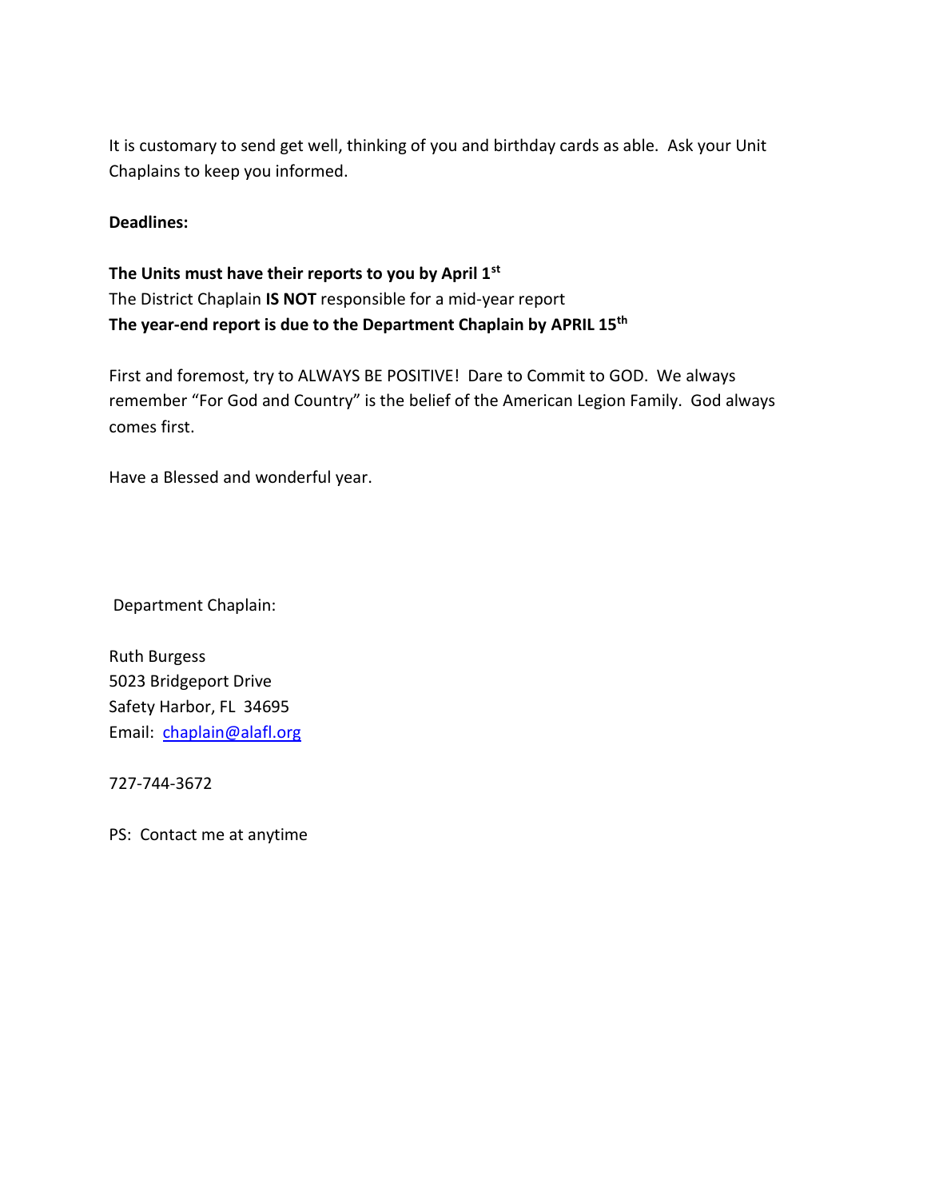It is customary to send get well, thinking of you and birthday cards as able. Ask your Unit Chaplains to keep you informed.

**Deadlines:**

**The Units must have their reports to you by April 1st**
The District Chaplain **IS NOT** responsible for a mid-year report
**The year-end report is due to the Department Chaplain by APRIL 15th**

First and foremost, try to ALWAYS BE POSITIVE! Dare to Commit to GOD. We always remember "For God and Country" is the belief of the American Legion Family. God always comes first.

Have a Blessed and wonderful year.

Department Chaplain:

Ruth Burgess
5023 Bridgeport Drive
Safety Harbor, FL 34695
Email: chaplain@alafl.org

727-744-3672

PS: Contact me at anytime